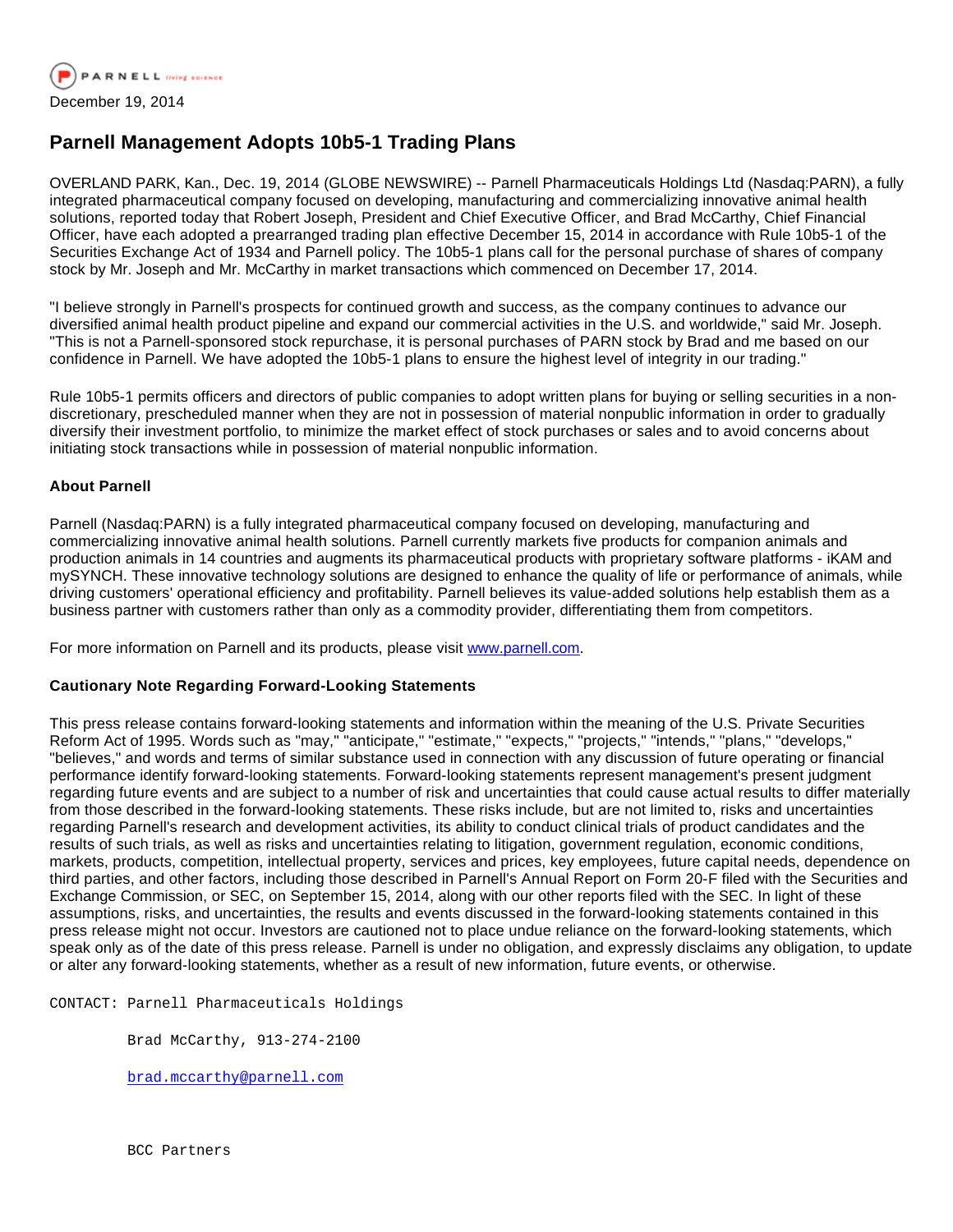December 19, 2014

# Parnell Management Adopts 10b5-1 Trading Plans

OVERLAND PARK, Kan., Dec. 19, 2014 (GLOBE NEWSWIRE) -- Parnell Pharmaceuticals Holdings Ltd (Nasdaq:PARN), a fully integrated pharmaceutical company focused on developing, manufacturing and commercializing innovative animal health solutions, reported today that Robert Joseph, President and Chief Executive Officer, and Brad McCarthy, Chief Financial Officer, have each adopted a prearranged trading plan effective December 15, 2014 in accordance with Rule 10b5-1 of the Securities Exchange Act of 1934 and Parnell policy. The 10b5-1 plans call for the personal purchase of shares of company stock by Mr. Joseph and Mr. McCarthy in market transactions which commenced on December 17, 2014.

"I believe strongly in Parnell's prospects for continued growth and success, as the company continues to advance our diversified animal health product pipeline and expand our commercial activities in the U.S. and worldwide," said Mr. Joseph. "This is not a Parnell-sponsored stock repurchase, it is personal purchases of PARN stock by Brad and me based on our confidence in Parnell. We have adopted the 10b5-1 plans to ensure the highest level of integrity in our trading."

Rule 10b5-1 permits officers and directors of public companies to adopt written plans for buying or selling securities in a non-discretionary, prescheduled manner when they are not in possession of material nonpublic information in order to gradually diversify their investment portfolio, to minimize the market effect of stock purchases or sales and to avoid concerns about initiating stock transactions while in possession of material nonpublic information.

**About Parnell**

Parnell (Nasdaq:PARN) is a fully integrated pharmaceutical company focused on developing, manufacturing and commercializing innovative animal health solutions. Parnell currently markets five products for companion animals and production animals in 14 countries and augments its pharmaceutical products with proprietary software platforms - iKAM and mySYNCH. These innovative technology solutions are designed to enhance the quality of life or performance of animals, while driving customers' operational efficiency and profitability. Parnell believes its value-added solutions help establish them as a business partner with customers rather than only as a commodity provider, differentiating them from competitors.

For more information on Parnell and its products, please visit www.parnell.com.

**Cautionary Note Regarding Forward-Looking Statements**

This press release contains forward-looking statements and information within the meaning of the U.S. Private Securities Reform Act of 1995. Words such as "may," "anticipate," "estimate," "expects," "projects," "intends," "plans," "develops," "believes," and words and terms of similar substance used in connection with any discussion of future operating or financial performance identify forward-looking statements. Forward-looking statements represent management's present judgment regarding future events and are subject to a number of risk and uncertainties that could cause actual results to differ materially from those described in the forward-looking statements. These risks include, but are not limited to, risks and uncertainties regarding Parnell's research and development activities, its ability to conduct clinical trials of product candidates and the results of such trials, as well as risks and uncertainties relating to litigation, government regulation, economic conditions, markets, products, competition, intellectual property, services and prices, key employees, future capital needs, dependence on third parties, and other factors, including those described in Parnell's Annual Report on Form 20-F filed with the Securities and Exchange Commission, or SEC, on September 15, 2014, along with our other reports filed with the SEC. In light of these assumptions, risks, and uncertainties, the results and events discussed in the forward-looking statements contained in this press release might not occur. Investors are cautioned not to place undue reliance on the forward-looking statements, which speak only as of the date of this press release. Parnell is under no obligation, and expressly disclaims any obligation, to update or alter any forward-looking statements, whether as a result of new information, future events, or otherwise.

```
CONTACT: Parnell Pharmaceuticals Holdings

         Brad McCarthy, 913-274-2100

         brad.mccarthy@parnell.com



         BCC Partners
```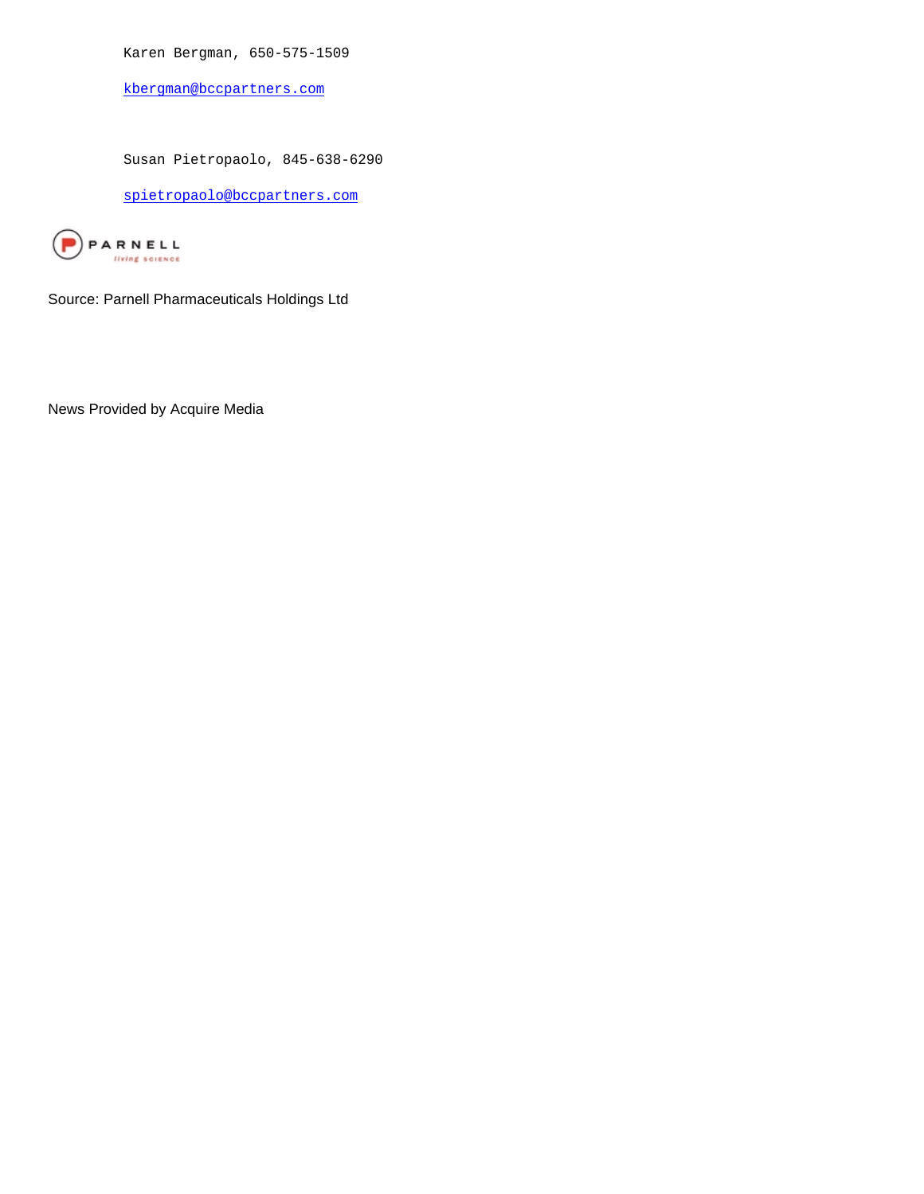Karen Bergman, 650-575-1509

kbergman@bccpartners.com

Susan Pietropaolo, 845-638-6290

spietropaolo@bccpartners.com

Source: Parnell Pharmaceuticals Holdings Ltd

News Provided by Acquire Media